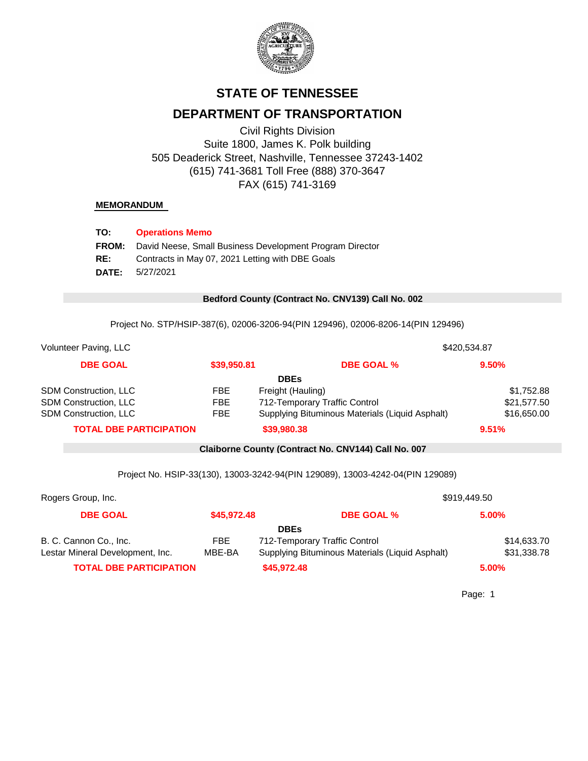# STATE OF TENNESSEE

# DEPARTMENT OF TRANSPORTATION

Civil Rights Division
Suite 1800, James K. Polk building
505 Deaderick Street, Nashville, Tennessee 37243-1402
(615) 741-3681 Toll Free (888) 370-3647
FAX (615) 741-3169

**MEMORANDUM**

**TO:** **Operations Memo**
**FROM:** David Neese, Small Business Development Program Director
**RE:** Contracts in May 07, 2021 Letting with DBE Goals
**DATE:** 5/27/2021

## Bedford County (Contract No. CNV139) Call No. 002

Project No. STP/HSIP-387(6), 02006-3206-94(PIN 129496), 02006-8206-14(PIN 129496)

| Volunteer Paving, LLC | | | $420,534.87 |
|---|---|---|---|
| **DBE GOAL** | **$39,950.81** | **DBE GOAL %** | **9.50%** |
| | | **DBEs** | |
| SDM Construction, LLC | FBE | Freight (Hauling) | $1,752.88 |
| SDM Construction, LLC | FBE | 712-Temporary Traffic Control | $21,577.50 |
| SDM Construction, LLC | FBE | Supplying Bituminous Materials (Liquid Asphalt) | $16,650.00 |
| **TOTAL DBE PARTICIPATION** | **$39,980.38** | | **9.51%** |

## Claiborne County (Contract No. CNV144) Call No. 007

Project No. HSIP-33(130), 13003-3242-94(PIN 129089), 13003-4242-04(PIN 129089)

| Rogers Group, Inc. | | | $919,449.50 |
|---|---|---|---|
| **DBE GOAL** | **$45,972.48** | **DBE GOAL %** | **5.00%** |
| | | **DBEs** | |
| B. C. Cannon Co., Inc. | FBE | 712-Temporary Traffic Control | $14,633.70 |
| Lestar Mineral Development, Inc. | MBE-BA | Supplying Bituminous Materials (Liquid Asphalt) | $31,338.78 |
| **TOTAL DBE PARTICIPATION** | **$45,972.48** | | **5.00%** |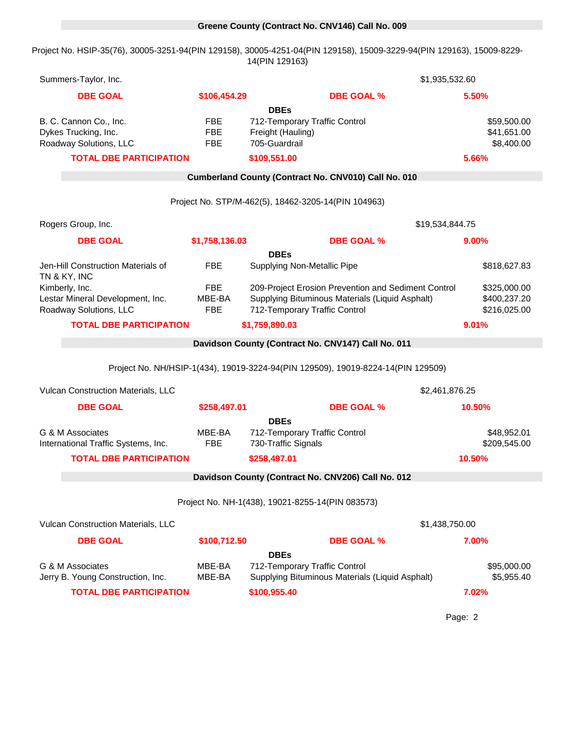## Greene County (Contract No. CNV146) Call No. 009

Project No. HSIP-35(76), 30005-3251-94(PIN 129158), 30005-4251-04(PIN 129158), 15009-3229-94(PIN 129163), 15009-8229-14(PIN 129163)

| Summers-Taylor, Inc. | | | $1,935,532.60 |
|---|---|---|---|
| **DBE GOAL** | **$106,454.29** | **DBE GOAL %** | **5.50%** |
| | | **DBEs** | |
| B. C. Cannon Co., Inc. | FBE | 712-Temporary Traffic Control | $59,500.00 |
| Dykes Trucking, Inc. | FBE | Freight (Hauling) | $41,651.00 |
| Roadway Solutions, LLC | FBE | 705-Guardrail | $8,400.00 |
| **TOTAL DBE PARTICIPATION** | | **$109,551.00** | **5.66%** |

## Cumberland County (Contract No. CNV010) Call No. 010

Project No. STP/M-462(5), 18462-3205-14(PIN 104963)

| Rogers Group, Inc. | | | $19,534,844.75 |
|---|---|---|---|
| **DBE GOAL** | **$1,758,136.03** | **DBE GOAL %** | **9.00%** |
| | | **DBEs** | |
| Jen-Hill Construction Materials of TN & KY, INC | FBE | Supplying Non-Metallic Pipe | $818,627.83 |
| Kimberly, Inc. | FBE | 209-Project Erosion Prevention and Sediment Control | $325,000.00 |
| Lestar Mineral Development, Inc. | MBE-BA | Supplying Bituminous Materials (Liquid Asphalt) | $400,237.20 |
| Roadway Solutions, LLC | FBE | 712-Temporary Traffic Control | $216,025.00 |
| **TOTAL DBE PARTICIPATION** | | **$1,759,890.03** | **9.01%** |

## Davidson County (Contract No. CNV147) Call No. 011

Project No. NH/HSIP-1(434), 19019-3224-94(PIN 129509), 19019-8224-14(PIN 129509)

| Vulcan Construction Materials, LLC | | | $2,461,876.25 |
|---|---|---|---|
| **DBE GOAL** | **$258,497.01** | **DBE GOAL %** | **10.50%** |
| | | **DBEs** | |
| G & M Associates | MBE-BA | 712-Temporary Traffic Control | $48,952.01 |
| International Traffic Systems, Inc. | FBE | 730-Traffic Signals | $209,545.00 |
| **TOTAL DBE PARTICIPATION** | | **$258,497.01** | **10.50%** |

## Davidson County (Contract No. CNV206) Call No. 012

Project No. NH-1(438), 19021-8255-14(PIN 083573)

| Vulcan Construction Materials, LLC | | | $1,438,750.00 |
|---|---|---|---|
| **DBE GOAL** | **$100,712.50** | **DBE GOAL %** | **7.00%** |
| | | **DBEs** | |
| G & M Associates | MBE-BA | 712-Temporary Traffic Control | $95,000.00 |
| Jerry B. Young Construction, Inc. | MBE-BA | Supplying Bituminous Materials (Liquid Asphalt) | $5,955.40 |
| **TOTAL DBE PARTICIPATION** | | **$100,955.40** | **7.02%** |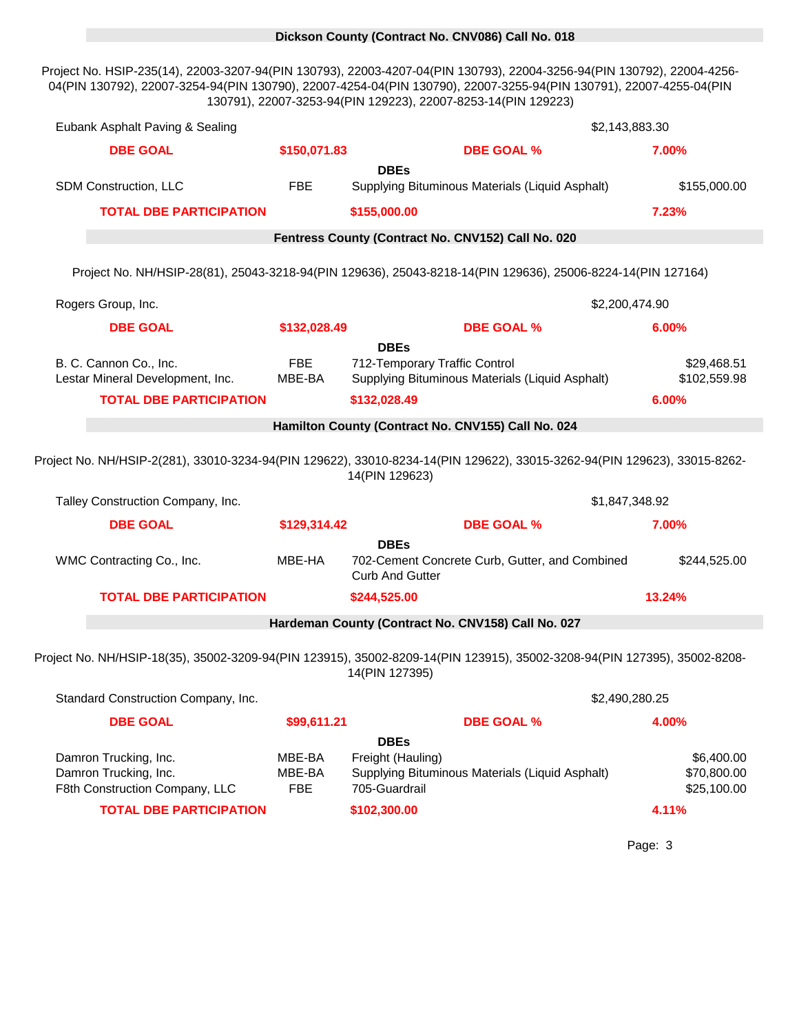## Dickson County (Contract No. CNV086) Call No. 018

Project No. HSIP-235(14), 22003-3207-94(PIN 130793), 22003-4207-04(PIN 130793), 22004-3256-94(PIN 130792), 22004-4256-04(PIN 130792), 22007-3254-94(PIN 130790), 22007-4254-04(PIN 130790), 22007-3255-94(PIN 130791), 22007-4255-04(PIN 130791), 22007-3253-94(PIN 129223), 22007-8253-14(PIN 129223)

| Eubank Asphalt Paving & Sealing | | | $2,143,883.30 |
|---|---|---|---|
| **DBE GOAL** | **$150,071.83** | **DBE GOAL %** | **7.00%** |
| | | **DBEs** | |
| SDM Construction, LLC | FBE | Supplying Bituminous Materials (Liquid Asphalt) | $155,000.00 |
| **TOTAL DBE PARTICIPATION** | | **$155,000.00** | **7.23%** |

## Fentress County (Contract No. CNV152) Call No. 020

Project No. NH/HSIP-28(81), 25043-3218-94(PIN 129636), 25043-8218-14(PIN 129636), 25006-8224-14(PIN 127164)

| Rogers Group, Inc. | | | $2,200,474.90 |
|---|---|---|---|
| **DBE GOAL** | **$132,028.49** | **DBE GOAL %** | **6.00%** |
| | | **DBEs** | |
| B. C. Cannon Co., Inc. | FBE | 712-Temporary Traffic Control | $29,468.51 |
| Lestar Mineral Development, Inc. | MBE-BA | Supplying Bituminous Materials (Liquid Asphalt) | $102,559.98 |
| **TOTAL DBE PARTICIPATION** | | **$132,028.49** | **6.00%** |

## Hamilton County (Contract No. CNV155) Call No. 024

Project No. NH/HSIP-2(281), 33010-3234-94(PIN 129622), 33010-8234-14(PIN 129622), 33015-3262-94(PIN 129623), 33015-8262-14(PIN 129623)

| Talley Construction Company, Inc. | | | $1,847,348.92 |
|---|---|---|---|
| **DBE GOAL** | **$129,314.42** | **DBE GOAL %** | **7.00%** |
| | | **DBEs** | |
| WMC Contracting Co., Inc. | MBE-HA | 702-Cement Concrete Curb, Gutter, and Combined Curb And Gutter | $244,525.00 |
| **TOTAL DBE PARTICIPATION** | | **$244,525.00** | **13.24%** |

## Hardeman County (Contract No. CNV158) Call No. 027

Project No. NH/HSIP-18(35), 35002-3209-94(PIN 123915), 35002-8209-14(PIN 123915), 35002-3208-94(PIN 127395), 35002-8208-14(PIN 127395)

| Standard Construction Company, Inc. | | | $2,490,280.25 |
|---|---|---|---|
| **DBE GOAL** | **$99,611.21** | **DBE GOAL %** | **4.00%** |
| | | **DBEs** | |
| Damron Trucking, Inc. | MBE-BA | Freight (Hauling) | $6,400.00 |
| Damron Trucking, Inc. | MBE-BA | Supplying Bituminous Materials (Liquid Asphalt) | $70,800.00 |
| F8th Construction Company, LLC | FBE | 705-Guardrail | $25,100.00 |
| **TOTAL DBE PARTICIPATION** | | **$102,300.00** | **4.11%** |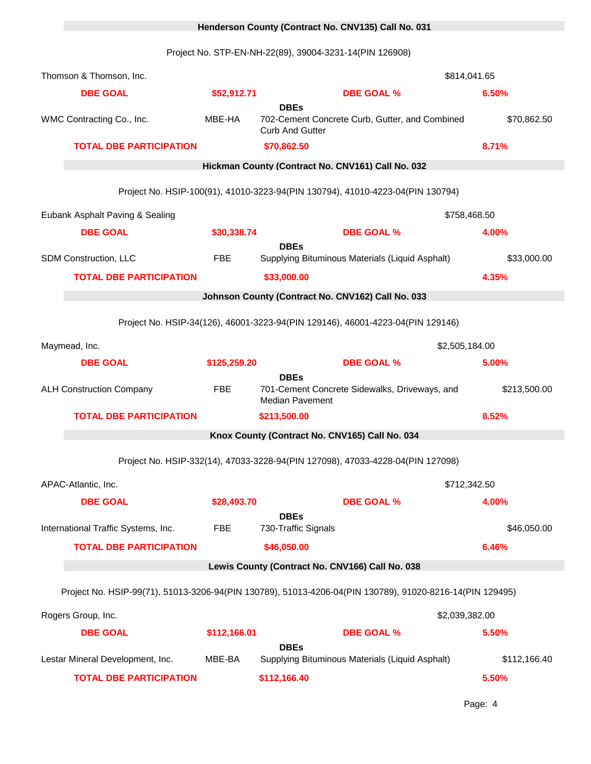**Henderson County (Contract No. CNV135) Call No. 031**

Project No. STP-EN-NH-22(89), 39004-3231-14(PIN 126908)

| | | | | |
|---|---|---|---|---|
| Thomson & Thomson, Inc. | | | | $814,041.65 |
| **DBE GOAL** | **$52,912.71** | | **DBE GOAL %** | **6.50%** |
| | | **DBEs** | | |
| WMC Contracting Co., Inc. | MBE-HA | 702-Cement Concrete Curb, Gutter, and Combined Curb And Gutter | | $70,862.50 |
| **TOTAL DBE PARTICIPATION** | | **$70,862.50** | | **8.71%** |

**Hickman County (Contract No. CNV161) Call No. 032**

Project No. HSIP-100(91), 41010-3223-94(PIN 130794), 41010-4223-04(PIN 130794)

| | | | | |
|---|---|---|---|---|
| Eubank Asphalt Paving & Sealing | | | | $758,468.50 |
| **DBE GOAL** | **$30,338.74** | | **DBE GOAL %** | **4.00%** |
| | | **DBEs** | | |
| SDM Construction, LLC | FBE | Supplying Bituminous Materials (Liquid Asphalt) | | $33,000.00 |
| **TOTAL DBE PARTICIPATION** | | **$33,000.00** | | **4.35%** |

**Johnson County (Contract No. CNV162) Call No. 033**

Project No. HSIP-34(126), 46001-3223-94(PIN 129146), 46001-4223-04(PIN 129146)

| | | | | |
|---|---|---|---|---|
| Maymead, Inc. | | | | $2,505,184.00 |
| **DBE GOAL** | **$125,259.20** | | **DBE GOAL %** | **5.00%** |
| | | **DBEs** | | |
| ALH Construction Company | FBE | 701-Cement Concrete Sidewalks, Driveways, and Median Pavement | | $213,500.00 |
| **TOTAL DBE PARTICIPATION** | | **$213,500.00** | | **8.52%** |

**Knox County (Contract No. CNV165) Call No. 034**

Project No. HSIP-332(14), 47033-3228-94(PIN 127098), 47033-4228-04(PIN 127098)

| | | | | |
|---|---|---|---|---|
| APAC-Atlantic, Inc. | | | | $712,342.50 |
| **DBE GOAL** | **$28,493.70** | | **DBE GOAL %** | **4.00%** |
| | | **DBEs** | | |
| International Traffic Systems, Inc. | FBE | 730-Traffic Signals | | $46,050.00 |
| **TOTAL DBE PARTICIPATION** | | **$46,050.00** | | **6.46%** |

**Lewis County (Contract No. CNV166) Call No. 038**

Project No. HSIP-99(71), 51013-3206-94(PIN 130789), 51013-4206-04(PIN 130789), 91020-8216-14(PIN 129495)

| | | | | |
|---|---|---|---|---|
| Rogers Group, Inc. | | | | $2,039,382.00 |
| **DBE GOAL** | **$112,166.01** | | **DBE GOAL %** | **5.50%** |
| | | **DBEs** | | |
| Lestar Mineral Development, Inc. | MBE-BA | Supplying Bituminous Materials (Liquid Asphalt) | | $112,166.40 |
| **TOTAL DBE PARTICIPATION** | | **$112,166.40** | | **5.50%** |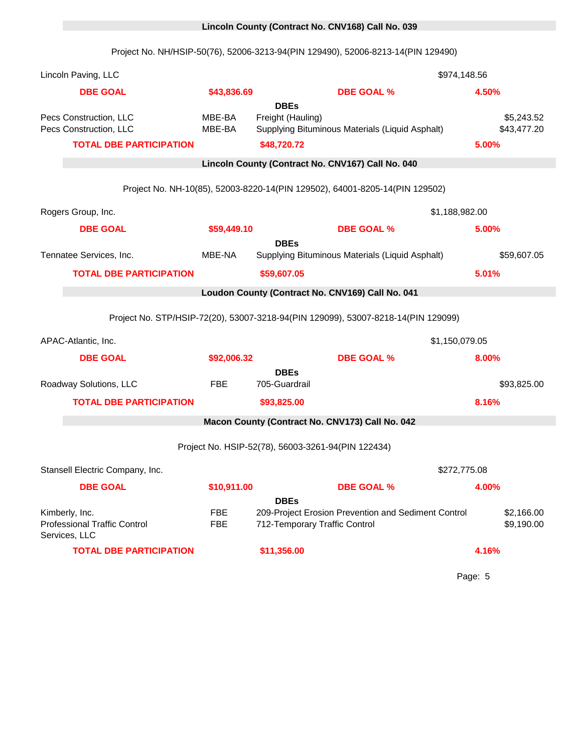## Lincoln County (Contract No. CNV168) Call No. 039

Project No. NH/HSIP-50(76), 52006-3213-94(PIN 129490), 52006-8213-14(PIN 129490)

| | | | |
|---|---|---|---|
| Lincoln Paving, LLC | | | $974,148.56 |
| **DBE GOAL** | **$43,836.69** | **DBE GOAL %** | **4.50%** |

**DBEs**

| | | | |
|---|---|---|---|
| Pecs Construction, LLC | MBE-BA | Freight (Hauling) | $5,243.52 |
| Pecs Construction, LLC | MBE-BA | Supplying Bituminous Materials (Liquid Asphalt) | $43,477.20 |
| **TOTAL DBE PARTICIPATION** | | **$48,720.72** | **5.00%** |

## Lincoln County (Contract No. CNV167) Call No. 040

Project No. NH-10(85), 52003-8220-14(PIN 129502), 64001-8205-14(PIN 129502)

| | | | |
|---|---|---|---|
| Rogers Group, Inc. | | | $1,188,982.00 |
| **DBE GOAL** | **$59,449.10** | **DBE GOAL %** | **5.00%** |

**DBEs**

| | | | |
|---|---|---|---|
| Tennatee Services, Inc. | MBE-NA | Supplying Bituminous Materials (Liquid Asphalt) | $59,607.05 |
| **TOTAL DBE PARTICIPATION** | | **$59,607.05** | **5.01%** |

## Loudon County (Contract No. CNV169) Call No. 041

Project No. STP/HSIP-72(20), 53007-3218-94(PIN 129099), 53007-8218-14(PIN 129099)

| | | | |
|---|---|---|---|
| APAC-Atlantic, Inc. | | | $1,150,079.05 |
| **DBE GOAL** | **$92,006.32** | **DBE GOAL %** | **8.00%** |

**DBEs**

| | | | |
|---|---|---|---|
| Roadway Solutions, LLC | FBE | 705-Guardrail | $93,825.00 |
| **TOTAL DBE PARTICIPATION** | | **$93,825.00** | **8.16%** |

## Macon County (Contract No. CNV173) Call No. 042

Project No. HSIP-52(78), 56003-3261-94(PIN 122434)

| | | | |
|---|---|---|---|
| Stansell Electric Company, Inc. | | | $272,775.08 |
| **DBE GOAL** | **$10,911.00** | **DBE GOAL %** | **4.00%** |

**DBEs**

| | | | |
|---|---|---|---|
| Kimberly, Inc. | FBE | 209-Project Erosion Prevention and Sediment Control | $2,166.00 |
| Professional Traffic Control Services, LLC | FBE | 712-Temporary Traffic Control | $9,190.00 |
| **TOTAL DBE PARTICIPATION** | | **$11,356.00** | **4.16%** |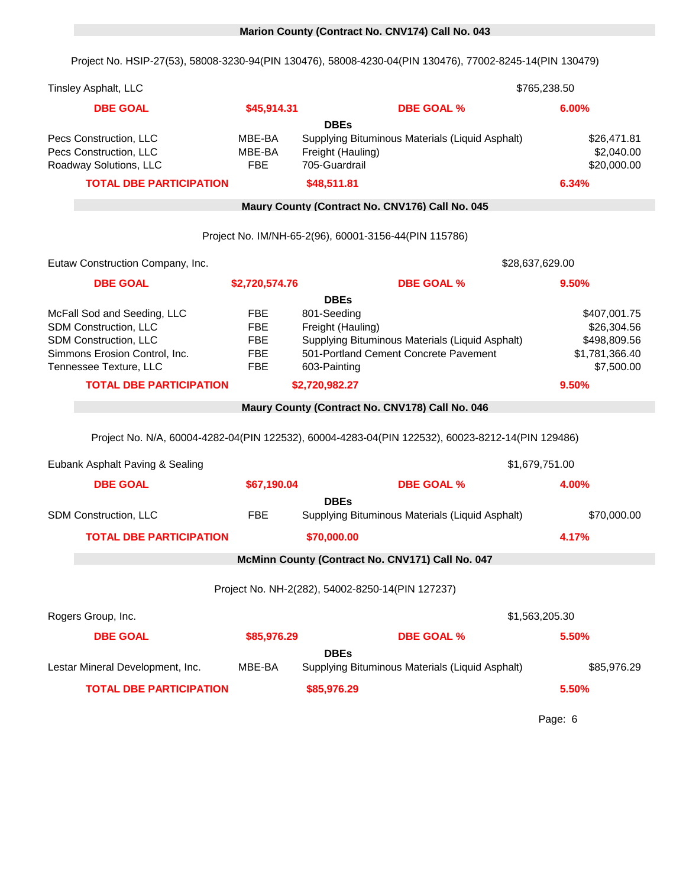## Marion County (Contract No. CNV174) Call No. 043

Project No. HSIP-27(53), 58008-3230-94(PIN 130476), 58008-4230-04(PIN 130476), 77002-8245-14(PIN 130479)

| Tinsley Asphalt, LLC | | | $765,238.50 |
|---|---|---|---|
| **DBE GOAL** | **$45,914.31** | **DBE GOAL %** | **6.00%** |
| | | **DBEs** | |
| Pecs Construction, LLC | MBE-BA | Supplying Bituminous Materials (Liquid Asphalt) | $26,471.81 |
| Pecs Construction, LLC | MBE-BA | Freight (Hauling) | $2,040.00 |
| Roadway Solutions, LLC | FBE | 705-Guardrail | $20,000.00 |
| **TOTAL DBE PARTICIPATION** | **$48,511.81** | | **6.34%** |

## Maury County (Contract No. CNV176) Call No. 045

Project No. IM/NH-65-2(96), 60001-3156-44(PIN 115786)

| Eutaw Construction Company, Inc. | | | $28,637,629.00 |
|---|---|---|---|
| **DBE GOAL** | **$2,720,574.76** | **DBE GOAL %** | **9.50%** |
| | | **DBEs** | |
| McFall Sod and Seeding, LLC | FBE | 801-Seeding | $407,001.75 |
| SDM Construction, LLC | FBE | Freight (Hauling) | $26,304.56 |
| SDM Construction, LLC | FBE | Supplying Bituminous Materials (Liquid Asphalt) | $498,809.56 |
| Simmons Erosion Control, Inc. | FBE | 501-Portland Cement Concrete Pavement | $1,781,366.40 |
| Tennessee Texture, LLC | FBE | 603-Painting | $7,500.00 |
| **TOTAL DBE PARTICIPATION** | **$2,720,982.27** | | **9.50%** |

## Maury County (Contract No. CNV178) Call No. 046

Project No. N/A, 60004-4282-04(PIN 122532), 60004-4283-04(PIN 122532), 60023-8212-14(PIN 129486)

| Eubank Asphalt Paving & Sealing | | | $1,679,751.00 |
|---|---|---|---|
| **DBE GOAL** | **$67,190.04** | **DBE GOAL %** | **4.00%** |
| | | **DBEs** | |
| SDM Construction, LLC | FBE | Supplying Bituminous Materials (Liquid Asphalt) | $70,000.00 |
| **TOTAL DBE PARTICIPATION** | **$70,000.00** | | **4.17%** |

## McMinn County (Contract No. CNV171) Call No. 047

Project No. NH-2(282), 54002-8250-14(PIN 127237)

| Rogers Group, Inc. | | | $1,563,205.30 |
|---|---|---|---|
| **DBE GOAL** | **$85,976.29** | **DBE GOAL %** | **5.50%** |
| | | **DBEs** | |
| Lestar Mineral Development, Inc. | MBE-BA | Supplying Bituminous Materials (Liquid Asphalt) | $85,976.29 |
| **TOTAL DBE PARTICIPATION** | **$85,976.29** | | **5.50%** |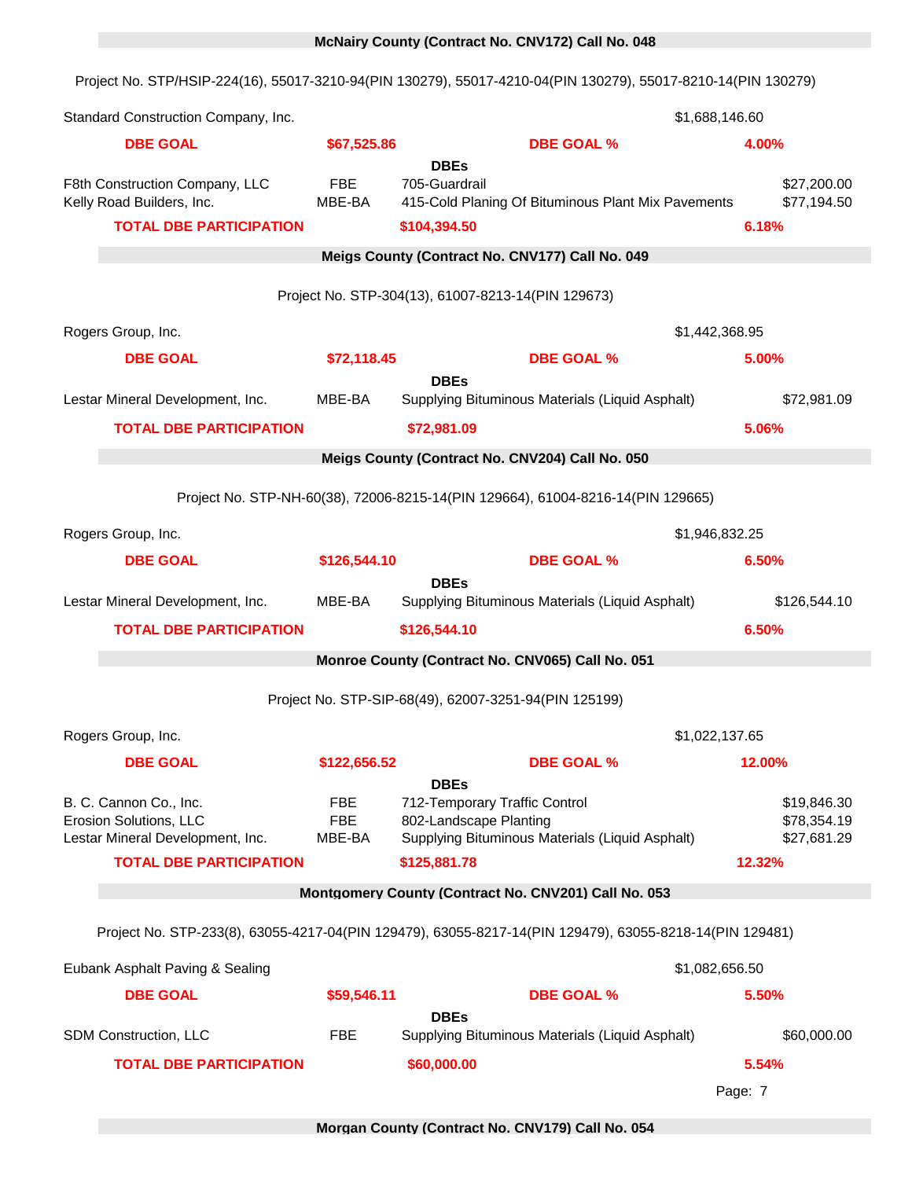## McNairy County (Contract No. CNV172) Call No. 048

Project No. STP/HSIP-224(16), 55017-3210-94(PIN 130279), 55017-4210-04(PIN 130279), 55017-8210-14(PIN 130279)

Standard Construction Company, Inc. $1,688,146.60

| | | | |
|---|---|---|---|
| **DBE GOAL** | **$67,525.86** | **DBE GOAL %** | **4.00%** |

**DBEs**

| | | | |
|---|---|---|---|
| F8th Construction Company, LLC | FBE | 705-Guardrail | $27,200.00 |
| Kelly Road Builders, Inc. | MBE-BA | 415-Cold Planing Of Bituminous Plant Mix Pavements | $77,194.50 |

| | | |
|---|---|---|
| **TOTAL DBE PARTICIPATION** | **$104,394.50** | **6.18%** |

## Meigs County (Contract No. CNV177) Call No. 049

Project No. STP-304(13), 61007-8213-14(PIN 129673)

Rogers Group, Inc. $1,442,368.95

| | | | |
|---|---|---|---|
| **DBE GOAL** | **$72,118.45** | **DBE GOAL %** | **5.00%** |

**DBEs**

| | | | |
|---|---|---|---|
| Lestar Mineral Development, Inc. | MBE-BA | Supplying Bituminous Materials (Liquid Asphalt) | $72,981.09 |

| | | |
|---|---|---|
| **TOTAL DBE PARTICIPATION** | **$72,981.09** | **5.06%** |

## Meigs County (Contract No. CNV204) Call No. 050

Project No. STP-NH-60(38), 72006-8215-14(PIN 129664), 61004-8216-14(PIN 129665)

Rogers Group, Inc. $1,946,832.25

| | | | |
|---|---|---|---|
| **DBE GOAL** | **$126,544.10** | **DBE GOAL %** | **6.50%** |

**DBEs**

| | | | |
|---|---|---|---|
| Lestar Mineral Development, Inc. | MBE-BA | Supplying Bituminous Materials (Liquid Asphalt) | $126,544.10 |

| | | |
|---|---|---|
| **TOTAL DBE PARTICIPATION** | **$126,544.10** | **6.50%** |

## Monroe County (Contract No. CNV065) Call No. 051

Project No. STP-SIP-68(49), 62007-3251-94(PIN 125199)

Rogers Group, Inc. $1,022,137.65

| | | | |
|---|---|---|---|
| **DBE GOAL** | **$122,656.52** | **DBE GOAL %** | **12.00%** |

**DBEs**

| | | | |
|---|---|---|---|
| B. C. Cannon Co., Inc. | FBE | 712-Temporary Traffic Control | $19,846.30 |
| Erosion Solutions, LLC | FBE | 802-Landscape Planting | $78,354.19 |
| Lestar Mineral Development, Inc. | MBE-BA | Supplying Bituminous Materials (Liquid Asphalt) | $27,681.29 |

| | | |
|---|---|---|
| **TOTAL DBE PARTICIPATION** | **$125,881.78** | **12.32%** |

## Montgomery County (Contract No. CNV201) Call No. 053

Project No. STP-233(8), 63055-4217-04(PIN 129479), 63055-8217-14(PIN 129479), 63055-8218-14(PIN 129481)

Eubank Asphalt Paving & Sealing $1,082,656.50

| | | | |
|---|---|---|---|
| **DBE GOAL** | **$59,546.11** | **DBE GOAL %** | **5.50%** |

**DBEs**

| | | | |
|---|---|---|---|
| SDM Construction, LLC | FBE | Supplying Bituminous Materials (Liquid Asphalt) | $60,000.00 |

| | | |
|---|---|---|
| **TOTAL DBE PARTICIPATION** | **$60,000.00** | **5.54%** |

## Morgan County (Contract No. CNV179) Call No. 054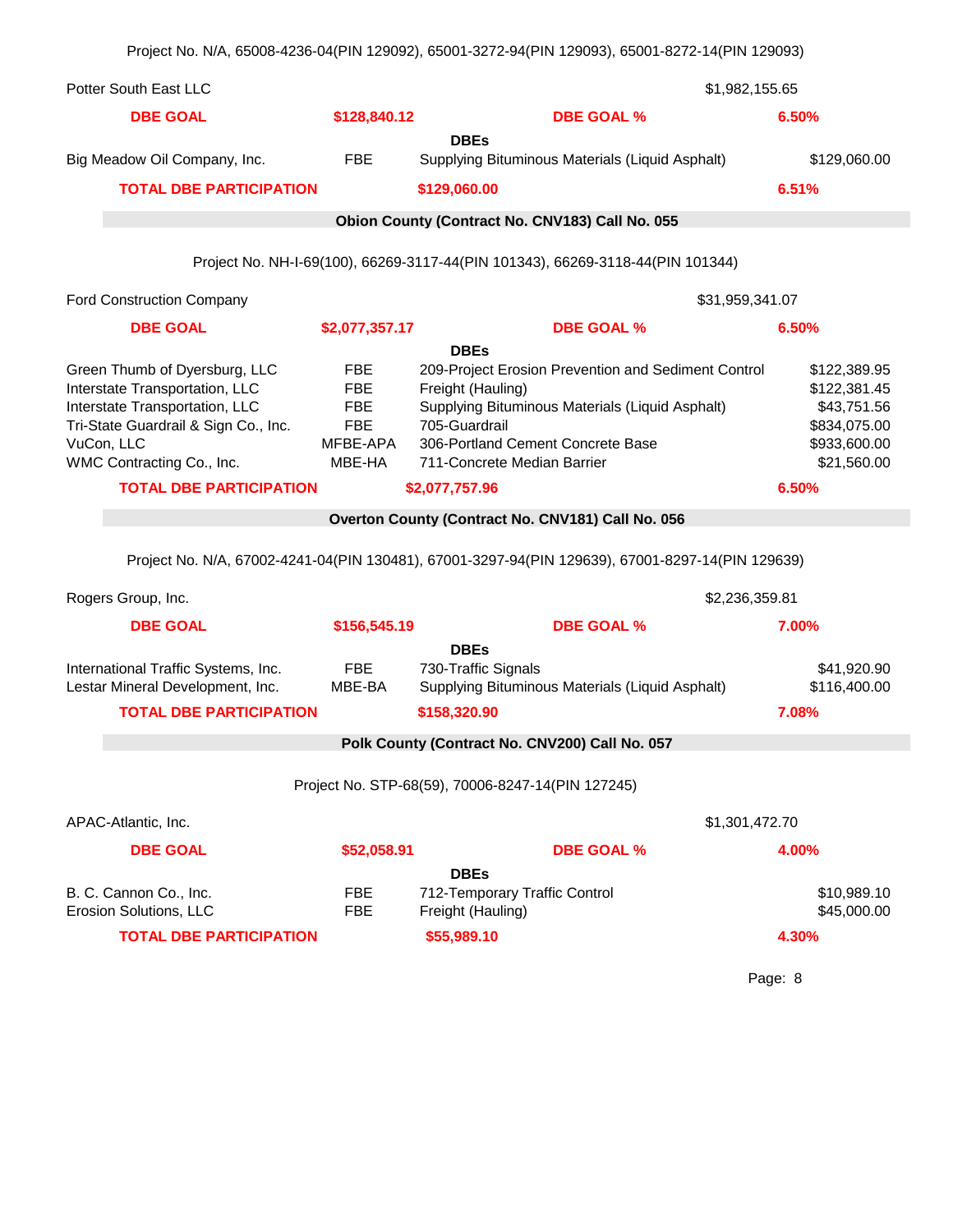Project No. N/A, 65008-4236-04(PIN 129092), 65001-3272-94(PIN 129093), 65001-8272-14(PIN 129093)

| Potter South East LLC | | | $1,982,155.65 |
|---|---|---|---|
| **DBE GOAL** | **$128,840.12** | **DBE GOAL %** | **6.50%** |
| | | **DBEs** | |
| Big Meadow Oil Company, Inc. | FBE | Supplying Bituminous Materials (Liquid Asphalt) | $129,060.00 |
| **TOTAL DBE PARTICIPATION** | **$129,060.00** | | **6.51%** |

**Obion County (Contract No. CNV183) Call No. 055**

Project No. NH-I-69(100), 66269-3117-44(PIN 101343), 66269-3118-44(PIN 101344)

| Ford Construction Company | | | $31,959,341.07 |
|---|---|---|---|
| **DBE GOAL** | **$2,077,357.17** | **DBE GOAL %** | **6.50%** |
| | | **DBEs** | |
| Green Thumb of Dyersburg, LLC | FBE | 209-Project Erosion Prevention and Sediment Control | $122,389.95 |
| Interstate Transportation, LLC | FBE | Freight (Hauling) | $122,381.45 |
| Interstate Transportation, LLC | FBE | Supplying Bituminous Materials (Liquid Asphalt) | $43,751.56 |
| Tri-State Guardrail & Sign Co., Inc. | FBE | 705-Guardrail | $834,075.00 |
| VuCon, LLC | MFBE-APA | 306-Portland Cement Concrete Base | $933,600.00 |
| WMC Contracting Co., Inc. | MBE-HA | 711-Concrete Median Barrier | $21,560.00 |
| **TOTAL DBE PARTICIPATION** | **$2,077,757.96** | | **6.50%** |

**Overton County (Contract No. CNV181) Call No. 056**

Project No. N/A, 67002-4241-04(PIN 130481), 67001-3297-94(PIN 129639), 67001-8297-14(PIN 129639)

| Rogers Group, Inc. | | | $2,236,359.81 |
|---|---|---|---|
| **DBE GOAL** | **$156,545.19** | **DBE GOAL %** | **7.00%** |
| | | **DBEs** | |
| International Traffic Systems, Inc. | FBE | 730-Traffic Signals | $41,920.90 |
| Lestar Mineral Development, Inc. | MBE-BA | Supplying Bituminous Materials (Liquid Asphalt) | $116,400.00 |
| **TOTAL DBE PARTICIPATION** | **$158,320.90** | | **7.08%** |

**Polk County (Contract No. CNV200) Call No. 057**

Project No. STP-68(59), 70006-8247-14(PIN 127245)

| APAC-Atlantic, Inc. | | | $1,301,472.70 |
|---|---|---|---|
| **DBE GOAL** | **$52,058.91** | **DBE GOAL %** | **4.00%** |
| | | **DBEs** | |
| B. C. Cannon Co., Inc. | FBE | 712-Temporary Traffic Control | $10,989.10 |
| Erosion Solutions, LLC | FBE | Freight (Hauling) | $45,000.00 |
| **TOTAL DBE PARTICIPATION** | **$55,989.10** | | **4.30%** |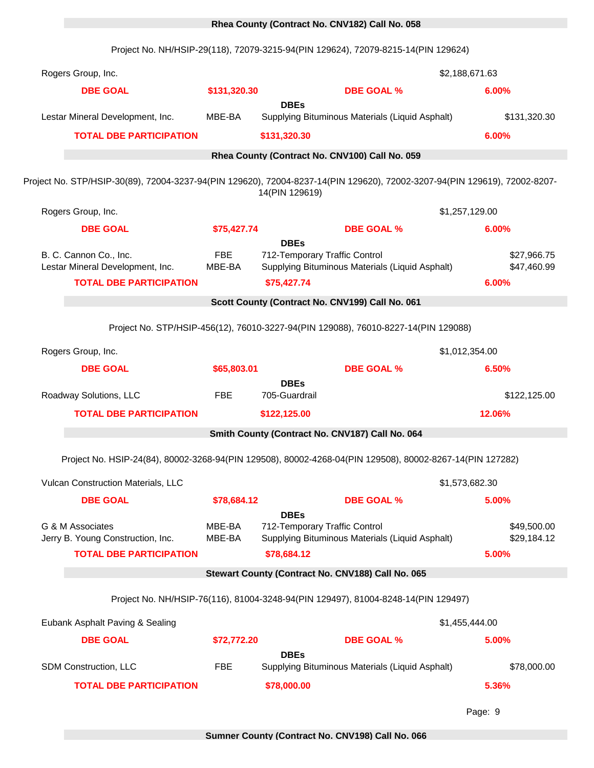## Rhea County (Contract No. CNV182) Call No. 058

Project No. NH/HSIP-29(118), 72079-3215-94(PIN 129624), 72079-8215-14(PIN 129624)

| Rogers Group, Inc. | | | $2,188,671.63 |
|---|---|---|---|
| **DBE GOAL** | **$131,320.30** | **DBE GOAL %** | **6.00%** |
| | | **DBEs** | |
| Lestar Mineral Development, Inc. | MBE-BA | Supplying Bituminous Materials (Liquid Asphalt) | $131,320.30 |
| **TOTAL DBE PARTICIPATION** | | **$131,320.30** | **6.00%** |

## Rhea County (Contract No. CNV100) Call No. 059

Project No. STP/HSIP-30(89), 72004-3237-94(PIN 129620), 72004-8237-14(PIN 129620), 72002-3207-94(PIN 129619), 72002-8207-14(PIN 129619)

| Rogers Group, Inc. | | | $1,257,129.00 |
|---|---|---|---|
| **DBE GOAL** | **$75,427.74** | **DBE GOAL %** | **6.00%** |
| | | **DBEs** | |
| B. C. Cannon Co., Inc. | FBE | 712-Temporary Traffic Control | $27,966.75 |
| Lestar Mineral Development, Inc. | MBE-BA | Supplying Bituminous Materials (Liquid Asphalt) | $47,460.99 |
| **TOTAL DBE PARTICIPATION** | | **$75,427.74** | **6.00%** |

## Scott County (Contract No. CNV199) Call No. 061

Project No. STP/HSIP-456(12), 76010-3227-94(PIN 129088), 76010-8227-14(PIN 129088)

| Rogers Group, Inc. | | | $1,012,354.00 |
|---|---|---|---|
| **DBE GOAL** | **$65,803.01** | **DBE GOAL %** | **6.50%** |
| | | **DBEs** | |
| Roadway Solutions, LLC | FBE | 705-Guardrail | $122,125.00 |
| **TOTAL DBE PARTICIPATION** | | **$122,125.00** | **12.06%** |

## Smith County (Contract No. CNV187) Call No. 064

Project No. HSIP-24(84), 80002-3268-94(PIN 129508), 80002-4268-04(PIN 129508), 80002-8267-14(PIN 127282)

| Vulcan Construction Materials, LLC | | | $1,573,682.30 |
|---|---|---|---|
| **DBE GOAL** | **$78,684.12** | **DBE GOAL %** | **5.00%** |
| | | **DBEs** | |
| G & M Associates | MBE-BA | 712-Temporary Traffic Control | $49,500.00 |
| Jerry B. Young Construction, Inc. | MBE-BA | Supplying Bituminous Materials (Liquid Asphalt) | $29,184.12 |
| **TOTAL DBE PARTICIPATION** | | **$78,684.12** | **5.00%** |

## Stewart County (Contract No. CNV188) Call No. 065

Project No. NH/HSIP-76(116), 81004-3248-94(PIN 129497), 81004-8248-14(PIN 129497)

| Eubank Asphalt Paving & Sealing | | | $1,455,444.00 |
|---|---|---|---|
| **DBE GOAL** | **$72,772.20** | **DBE GOAL %** | **5.00%** |
| | | **DBEs** | |
| SDM Construction, LLC | FBE | Supplying Bituminous Materials (Liquid Asphalt) | $78,000.00 |
| **TOTAL DBE PARTICIPATION** | | **$78,000.00** | **5.36%** |

## Sumner County (Contract No. CNV198) Call No. 066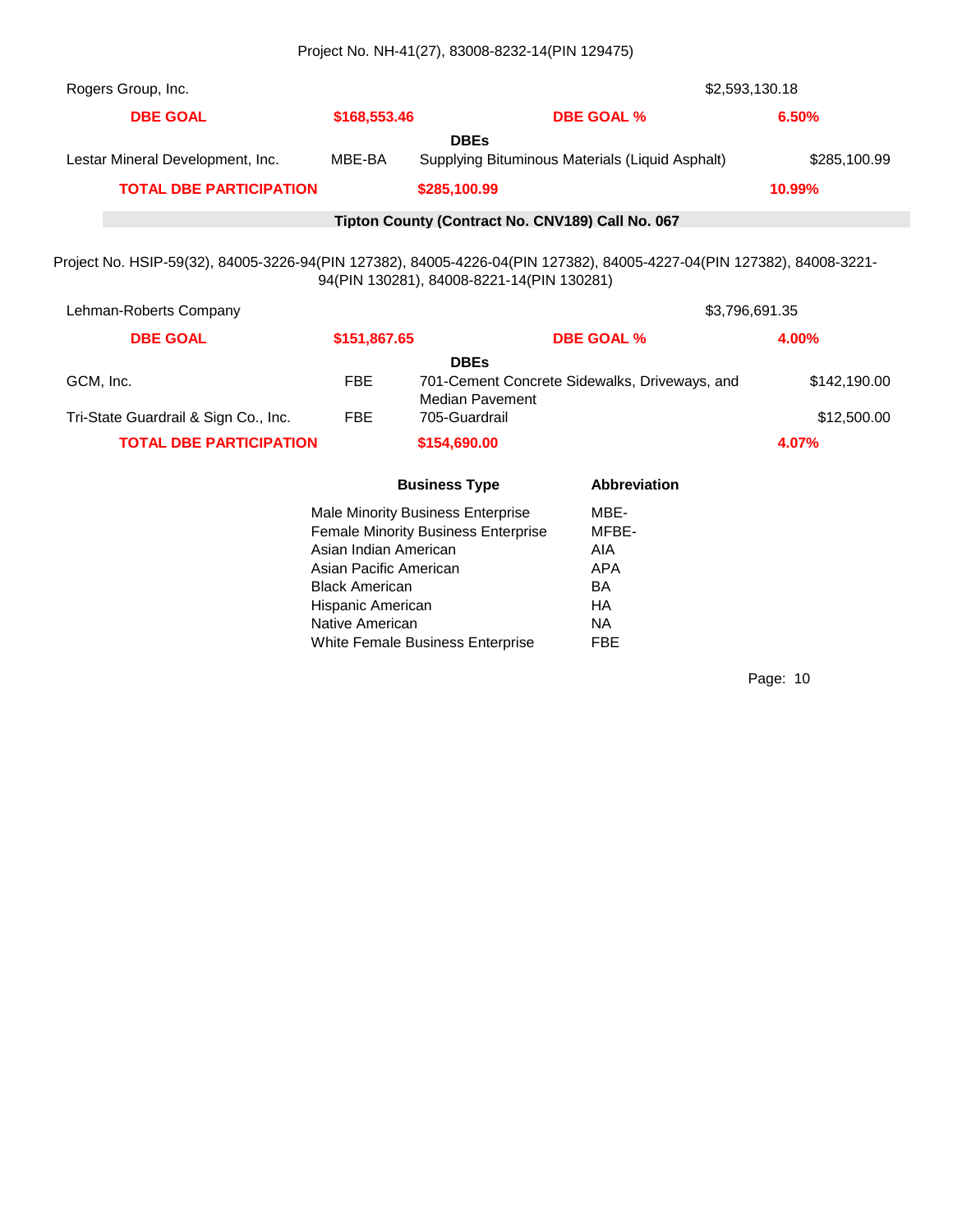Project No. NH-41(27), 83008-8232-14(PIN 129475)

| | | | |
|---|---|---|---|
| Rogers Group, Inc. | | | $2,593,130.18 |
| **DBE GOAL** | **$168,553.46** | **DBE GOAL %** | **6.50%** |

**DBEs**

| | | | |
|---|---|---|---|
| Lestar Mineral Development, Inc. | MBE-BA | Supplying Bituminous Materials (Liquid Asphalt) | $285,100.99 |
| **TOTAL DBE PARTICIPATION** | | **$285,100.99** | **10.99%** |

## Tipton County (Contract No. CNV189) Call No. 067

Project No. HSIP-59(32), 84005-3226-94(PIN 127382), 84005-4226-04(PIN 127382), 84005-4227-04(PIN 127382), 84008-3221-94(PIN 130281), 84008-8221-14(PIN 130281)

| | | | |
|---|---|---|---|
| Lehman-Roberts Company | | | $3,796,691.35 |
| **DBE GOAL** | **$151,867.65** | **DBE GOAL %** | **4.00%** |

**DBEs**

| | | | |
|---|---|---|---|
| GCM, Inc. | FBE | 701-Cement Concrete Sidewalks, Driveways, and Median Pavement | $142,190.00 |
| Tri-State Guardrail & Sign Co., Inc. | FBE | 705-Guardrail | $12,500.00 |
| **TOTAL DBE PARTICIPATION** | | **$154,690.00** | **4.07%** |

| Business Type | Abbreviation |
|---|---|
| Male Minority Business Enterprise | MBE- |
| Female Minority Business Enterprise | MFBE- |
| Asian Indian American | AIA |
| Asian Pacific American | APA |
| Black American | BA |
| Hispanic American | HA |
| Native American | NA |
| White Female Business Enterprise | FBE |